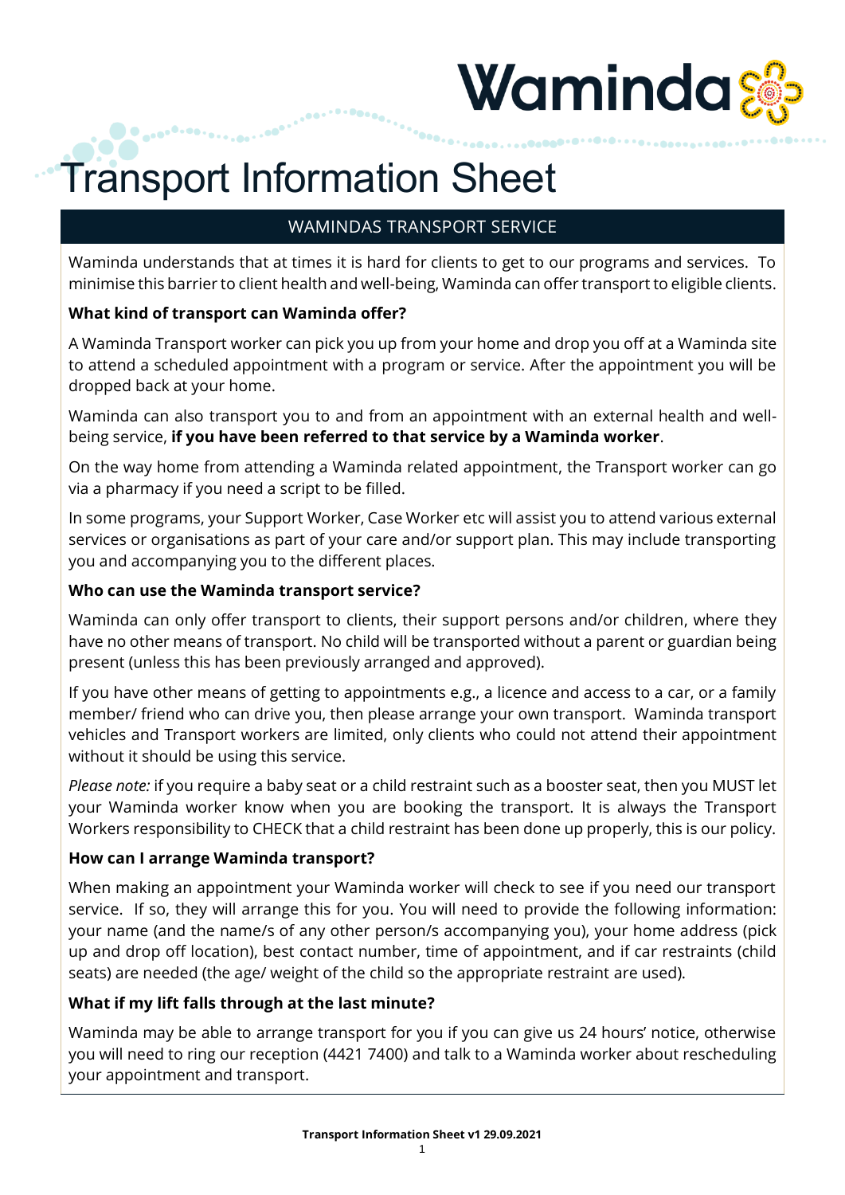# Transport Information Sheet

## WAMINDAS TRANSPORT SERVICE

Waminda understands that at times it is hard for clients to get to our programs and services. To minimise this barrier to client health and well-being, Waminda can offer transport to eligible clients.

**What kind of transport can Waminda offer?**

A Waminda Transport worker can pick you up from your home and drop you off at a Waminda site to attend a scheduled appointment with a program or service. After the appointment you will be dropped back at your home.

Waminda can also transport you to and from an appointment with an external health and well-being service, **if you have been referred to that service by a Waminda worker**.

On the way home from attending a Waminda related appointment, the Transport worker can go via a pharmacy if you need a script to be filled.

In some programs, your Support Worker, Case Worker etc will assist you to attend various external services or organisations as part of your care and/or support plan. This may include transporting you and accompanying you to the different places.

**Who can use the Waminda transport service?**

Waminda can only offer transport to clients, their support persons and/or children, where they have no other means of transport. No child will be transported without a parent or guardian being present (unless this has been previously arranged and approved).

If you have other means of getting to appointments e.g., a licence and access to a car, or a family member/ friend who can drive you, then please arrange your own transport. Waminda transport vehicles and Transport workers are limited, only clients who could not attend their appointment without it should be using this service.

*Please note:* if you require a baby seat or a child restraint such as a booster seat, then you MUST let your Waminda worker know when you are booking the transport. It is always the Transport Workers responsibility to CHECK that a child restraint has been done up properly, this is our policy.

**How can I arrange Waminda transport?**

When making an appointment your Waminda worker will check to see if you need our transport service. If so, they will arrange this for you. You will need to provide the following information: your name (and the name/s of any other person/s accompanying you), your home address (pick up and drop off location), best contact number, time of appointment, and if car restraints (child seats) are needed (the age/ weight of the child so the appropriate restraint are used).

**What if my lift falls through at the last minute?**

Waminda may be able to arrange transport for you if you can give us 24 hours' notice, otherwise you will need to ring our reception (4421 7400) and talk to a Waminda worker about rescheduling your appointment and transport.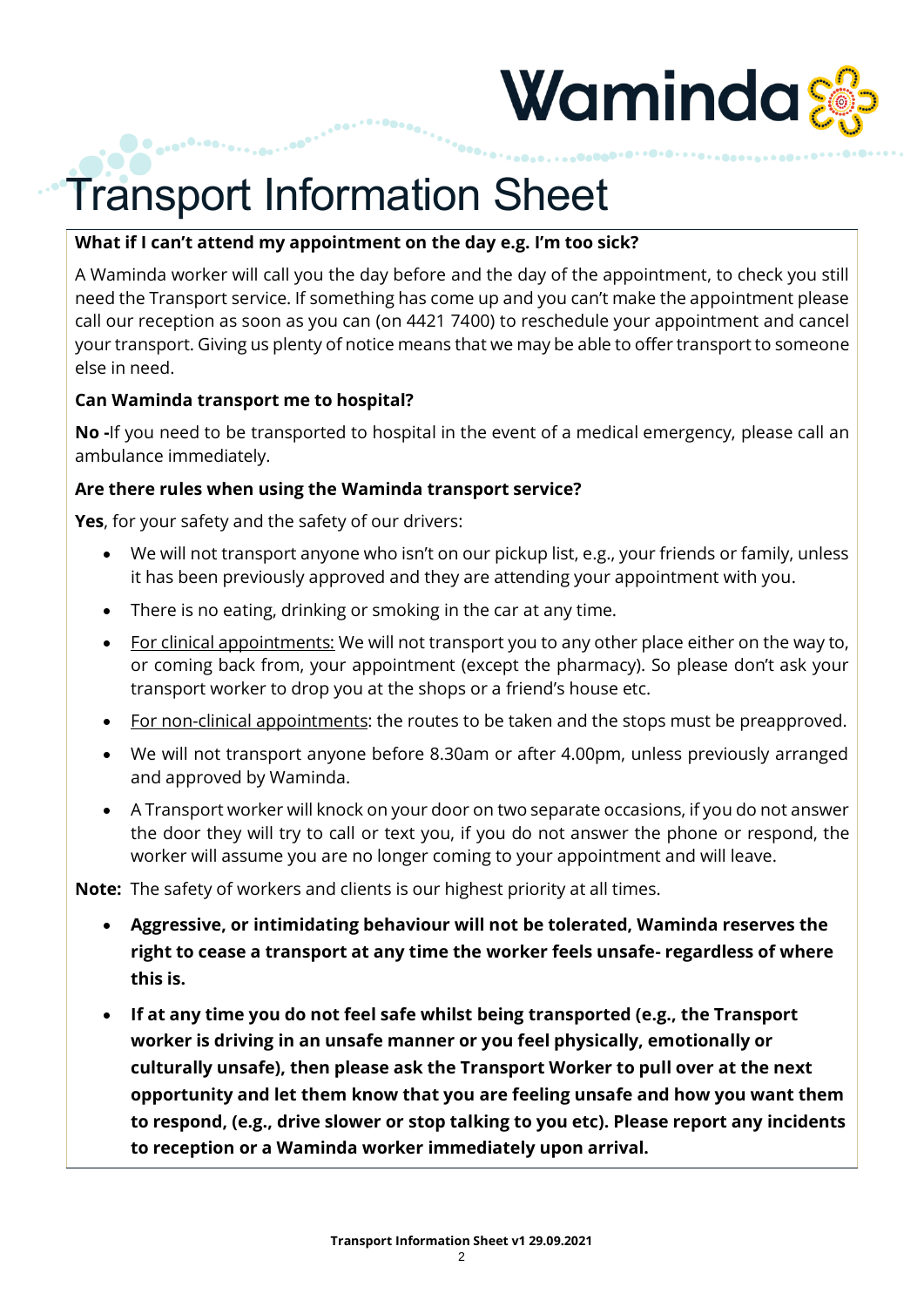# Transport Information Sheet

**What if I can't attend my appointment on the day e.g. I'm too sick?**

A Waminda worker will call you the day before and the day of the appointment, to check you still need the Transport service. If something has come up and you can't make the appointment please call our reception as soon as you can (on 4421 7400) to reschedule your appointment and cancel your transport. Giving us plenty of notice means that we may be able to offer transport to someone else in need.

**Can Waminda transport me to hospital?**

**No -**If you need to be transported to hospital in the event of a medical emergency, please call an ambulance immediately.

**Are there rules when using the Waminda transport service?**

**Yes**, for your safety and the safety of our drivers:

- We will not transport anyone who isn't on our pickup list, e.g., your friends or family, unless it has been previously approved and they are attending your appointment with you.
- There is no eating, drinking or smoking in the car at any time.
- For clinical appointments: We will not transport you to any other place either on the way to, or coming back from, your appointment (except the pharmacy). So please don't ask your transport worker to drop you at the shops or a friend's house etc.
- For non-clinical appointments: the routes to be taken and the stops must be preapproved.
- We will not transport anyone before 8.30am or after 4.00pm, unless previously arranged and approved by Waminda.
- A Transport worker will knock on your door on two separate occasions, if you do not answer the door they will try to call or text you, if you do not answer the phone or respond, the worker will assume you are no longer coming to your appointment and will leave.

**Note:** The safety of workers and clients is our highest priority at all times.

- **Aggressive, or intimidating behaviour will not be tolerated, Waminda reserves the right to cease a transport at any time the worker feels unsafe- regardless of where this is.**
- **If at any time you do not feel safe whilst being transported (e.g., the Transport worker is driving in an unsafe manner or you feel physically, emotionally or culturally unsafe), then please ask the Transport Worker to pull over at the next opportunity and let them know that you are feeling unsafe and how you want them to respond, (e.g., drive slower or stop talking to you etc). Please report any incidents to reception or a Waminda worker immediately upon arrival.**